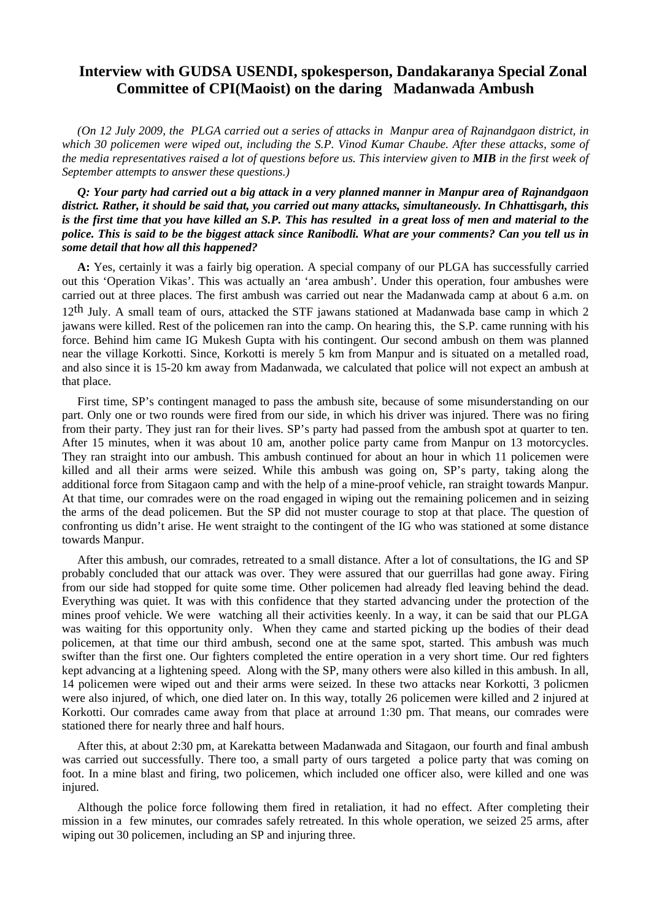# Interview with GUDSA USENDI, spokesperson, Dandakaranya Special Zonal Committee of CPI(Maoist) on the daring Madanwada Ambush

*(On 12 July 2009, the PLGA carried out a series of attacks in Manpur area of Rajnandgaon district, in which 30 policemen were wiped out, including the S.P. Vinod Kumar Chaube. After these attacks, some of the media representatives raised a lot of questions before us. This interview given to **MIB** in the first week of September attempts to answer these questions.)*

***Q: Your party had carried out a big attack in a very planned manner in Manpur area of Rajnandgaon district. Rather, it should be said that, you carried out many attacks, simultaneously. In Chhattisgarh, this is the first time that you have killed an S.P. This has resulted in a great loss of men and material to the police. This is said to be the biggest attack since Ranibodli. What are your comments? Can you tell us in some detail that how all this happened?***

**A:** Yes, certainly it was a fairly big operation. A special company of our PLGA has successfully carried out this 'Operation Vikas'. This was actually an 'area ambush'. Under this operation, four ambushes were carried out at three places. The first ambush was carried out near the Madanwada camp at about 6 a.m. on 12th July. A small team of ours, attacked the STF jawans stationed at Madanwada base camp in which 2 jawans were killed. Rest of the policemen ran into the camp. On hearing this, the S.P. came running with his force. Behind him came IG Mukesh Gupta with his contingent. Our second ambush on them was planned near the village Korkotti. Since, Korkotti is merely 5 km from Manpur and is situated on a metalled road, and also since it is 15-20 km away from Madanwada, we calculated that police will not expect an ambush at that place.

First time, SP's contingent managed to pass the ambush site, because of some misunderstanding on our part. Only one or two rounds were fired from our side, in which his driver was injured. There was no firing from their party. They just ran for their lives. SP's party had passed from the ambush spot at quarter to ten. After 15 minutes, when it was about 10 am, another police party came from Manpur on 13 motorcycles. They ran straight into our ambush. This ambush continued for about an hour in which 11 policemen were killed and all their arms were seized. While this ambush was going on, SP's party, taking along the additional force from Sitagaon camp and with the help of a mine-proof vehicle, ran straight towards Manpur. At that time, our comrades were on the road engaged in wiping out the remaining policemen and in seizing the arms of the dead policemen. But the SP did not muster courage to stop at that place. The question of confronting us didn't arise. He went straight to the contingent of the IG who was stationed at some distance towards Manpur.

After this ambush, our comrades, retreated to a small distance. After a lot of consultations, the IG and SP probably concluded that our attack was over. They were assured that our guerrillas had gone away. Firing from our side had stopped for quite some time. Other policemen had already fled leaving behind the dead. Everything was quiet. It was with this confidence that they started advancing under the protection of the mines proof vehicle. We were watching all their activities keenly. In a way, it can be said that our PLGA was waiting for this opportunity only. When they came and started picking up the bodies of their dead policemen, at that time our third ambush, second one at the same spot, started. This ambush was much swifter than the first one. Our fighters completed the entire operation in a very short time. Our red fighters kept advancing at a lightening speed. Along with the SP, many others were also killed in this ambush. In all, 14 policemen were wiped out and their arms were seized. In these two attacks near Korkotti, 3 policmen were also injured, of which, one died later on. In this way, totally 26 policemen were killed and 2 injured at Korkotti. Our comrades came away from that place at arround 1:30 pm. That means, our comrades were stationed there for nearly three and half hours.

After this, at about 2:30 pm, at Karekatta between Madanwada and Sitagaon, our fourth and final ambush was carried out successfully. There too, a small party of ours targeted a police party that was coming on foot. In a mine blast and firing, two policemen, which included one officer also, were killed and one was injured.

Although the police force following them fired in retaliation, it had no effect. After completing their mission in a few minutes, our comrades safely retreated. In this whole operation, we seized 25 arms, after wiping out 30 policemen, including an SP and injuring three.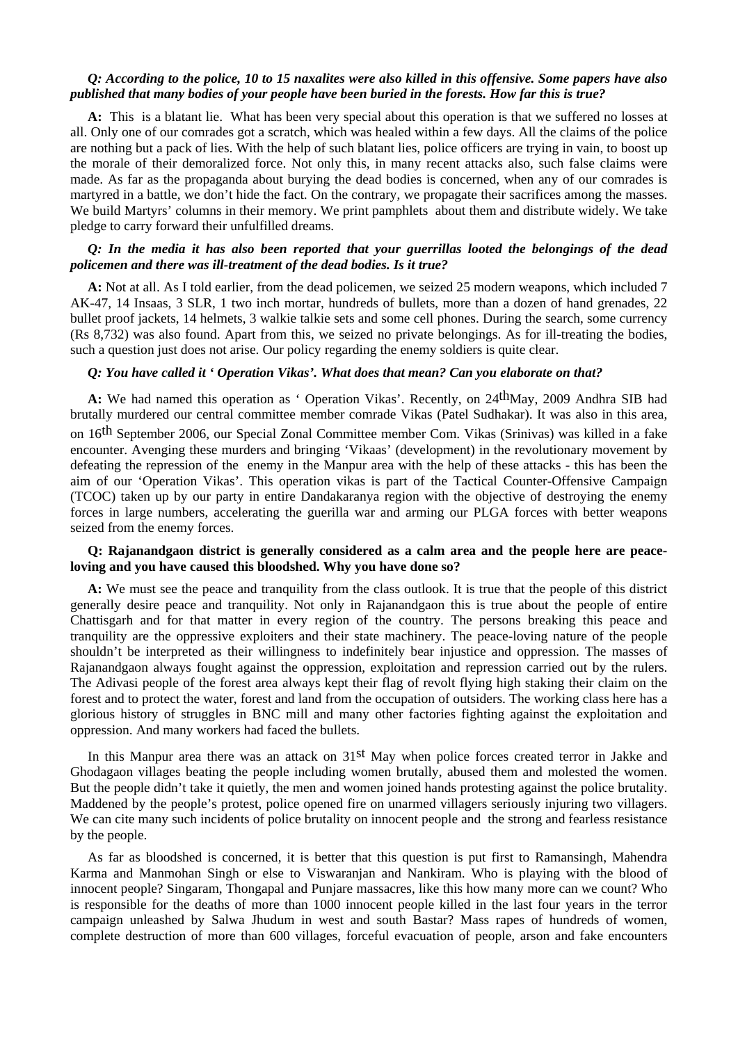***Q: According to the police, 10 to 15 naxalites were also killed in this offensive. Some papers have also published that many bodies of your people have been buried in the forests. How far this is true?***

**A:** This is a blatant lie. What has been very special about this operation is that we suffered no losses at all. Only one of our comrades got a scratch, which was healed within a few days. All the claims of the police are nothing but a pack of lies. With the help of such blatant lies, police officers are trying in vain, to boost up the morale of their demoralized force. Not only this, in many recent attacks also, such false claims were made. As far as the propaganda about burying the dead bodies is concerned, when any of our comrades is martyred in a battle, we don't hide the fact. On the contrary, we propagate their sacrifices among the masses. We build Martyrs' columns in their memory. We print pamphlets about them and distribute widely. We take pledge to carry forward their unfulfilled dreams.

***Q: In the media it has also been reported that your guerrillas looted the belongings of the dead policemen and there was ill-treatment of the dead bodies. Is it true?***

**A:** Not at all. As I told earlier, from the dead policemen, we seized 25 modern weapons, which included 7 AK-47, 14 Insaas, 3 SLR, 1 two inch mortar, hundreds of bullets, more than a dozen of hand grenades, 22 bullet proof jackets, 14 helmets, 3 walkie talkie sets and some cell phones. During the search, some currency (Rs 8,732) was also found. Apart from this, we seized no private belongings. As for ill-treating the bodies, such a question just does not arise. Our policy regarding the enemy soldiers is quite clear.

***Q: You have called it ' Operation Vikas'. What does that mean? Can you elaborate on that?***

**A:** We had named this operation as ' Operation Vikas'. Recently, on 24th May, 2009 Andhra SIB had brutally murdered our central committee member comrade Vikas (Patel Sudhakar). It was also in this area, on 16th September 2006, our Special Zonal Committee member Com. Vikas (Srinivas) was killed in a fake encounter. Avenging these murders and bringing 'Vikaas' (development) in the revolutionary movement by defeating the repression of the enemy in the Manpur area with the help of these attacks - this has been the aim of our 'Operation Vikas'. This operation vikas is part of the Tactical Counter-Offensive Campaign (TCOC) taken up by our party in entire Dandakaranya region with the objective of destroying the enemy forces in large numbers, accelerating the guerilla war and arming our PLGA forces with better weapons seized from the enemy forces.

**Q: Rajanandgaon district is generally considered as a calm area and the people here are peace-loving and you have caused this bloodshed. Why you have done so?**

**A:** We must see the peace and tranquility from the class outlook. It is true that the people of this district generally desire peace and tranquility. Not only in Rajanandgaon this is true about the people of entire Chattisgarh and for that matter in every region of the country. The persons breaking this peace and tranquility are the oppressive exploiters and their state machinery. The peace-loving nature of the people shouldn't be interpreted as their willingness to indefinitely bear injustice and oppression. The masses of Rajanandgaon always fought against the oppression, exploitation and repression carried out by the rulers. The Adivasi people of the forest area always kept their flag of revolt flying high staking their claim on the forest and to protect the water, forest and land from the occupation of outsiders. The working class here has a glorious history of struggles in BNC mill and many other factories fighting against the exploitation and oppression. And many workers had faced the bullets.

In this Manpur area there was an attack on 31st May when police forces created terror in Jakke and Ghodagaon villages beating the people including women brutally, abused them and molested the women. But the people didn't take it quietly, the men and women joined hands protesting against the police brutality. Maddened by the people's protest, police opened fire on unarmed villagers seriously injuring two villagers. We can cite many such incidents of police brutality on innocent people and the strong and fearless resistance by the people.

As far as bloodshed is concerned, it is better that this question is put first to Ramansingh, Mahendra Karma and Manmohan Singh or else to Viswaranjan and Nankiram. Who is playing with the blood of innocent people? Singaram, Thongapal and Punjare massacres, like this how many more can we count? Who is responsible for the deaths of more than 1000 innocent people killed in the last four years in the terror campaign unleashed by Salwa Jhudum in west and south Bastar? Mass rapes of hundreds of women, complete destruction of more than 600 villages, forceful evacuation of people, arson and fake encounters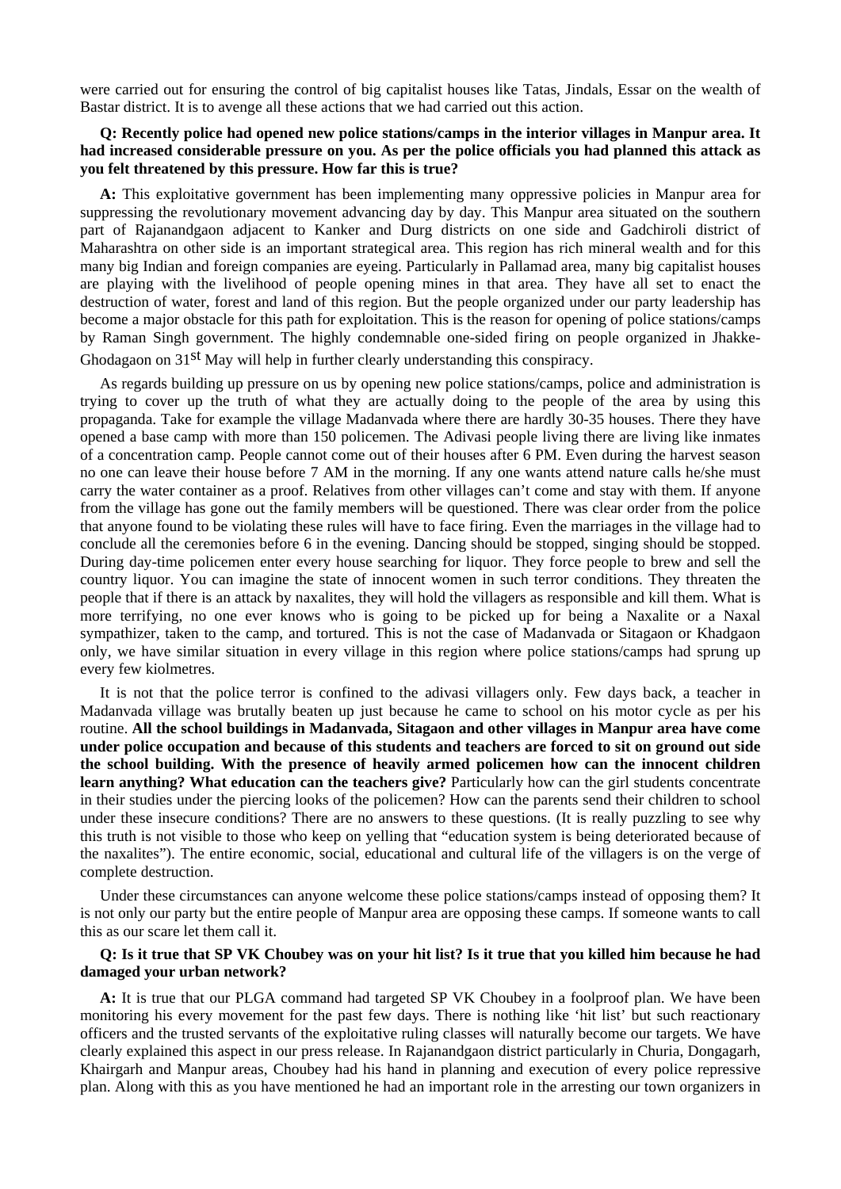were carried out for ensuring the control of big capitalist houses like Tatas, Jindals, Essar on the wealth of Bastar district. It is to avenge all these actions that we had carried out this action.

**Q: Recently police had opened new police stations/camps in the interior villages in Manpur area. It had increased considerable pressure on you. As per the police officials you had planned this attack as you felt threatened by this pressure. How far this is true?**

**A:** This exploitative government has been implementing many oppressive policies in Manpur area for suppressing the revolutionary movement advancing day by day. This Manpur area situated on the southern part of Rajanandgaon adjacent to Kanker and Durg districts on one side and Gadchiroli district of Maharashtra on other side is an important strategical area. This region has rich mineral wealth and for this many big Indian and foreign companies are eyeing. Particularly in Pallamad area, many big capitalist houses are playing with the livelihood of people opening mines in that area. They have all set to enact the destruction of water, forest and land of this region. But the people organized under our party leadership has become a major obstacle for this path for exploitation. This is the reason for opening of police stations/camps by Raman Singh government. The highly condemnable one-sided firing on people organized in Jhakke-Ghodagaon on 31st May will help in further clearly understanding this conspiracy.

As regards building up pressure on us by opening new police stations/camps, police and administration is trying to cover up the truth of what they are actually doing to the people of the area by using this propaganda. Take for example the village Madanvada where there are hardly 30-35 houses. There they have opened a base camp with more than 150 policemen. The Adivasi people living there are living like inmates of a concentration camp. People cannot come out of their houses after 6 PM. Even during the harvest season no one can leave their house before 7 AM in the morning. If any one wants attend nature calls he/she must carry the water container as a proof. Relatives from other villages can't come and stay with them. If anyone from the village has gone out the family members will be questioned. There was clear order from the police that anyone found to be violating these rules will have to face firing. Even the marriages in the village had to conclude all the ceremonies before 6 in the evening. Dancing should be stopped, singing should be stopped. During day-time policemen enter every house searching for liquor. They force people to brew and sell the country liquor. You can imagine the state of innocent women in such terror conditions. They threaten the people that if there is an attack by naxalites, they will hold the villagers as responsible and kill them. What is more terrifying, no one ever knows who is going to be picked up for being a Naxalite or a Naxal sympathizer, taken to the camp, and tortured. This is not the case of Madanvada or Sitagaon or Khadgaon only, we have similar situation in every village in this region where police stations/camps had sprung up every few kiolmetres.

It is not that the police terror is confined to the adivasi villagers only. Few days back, a teacher in Madanvada village was brutally beaten up just because he came to school on his motor cycle as per his routine. **All the school buildings in Madanvada, Sitagaon and other villages in Manpur area have come under police occupation and because of this students and teachers are forced to sit on ground out side the school building. With the presence of heavily armed policemen how can the innocent children learn anything? What education can the teachers give?** Particularly how can the girl students concentrate in their studies under the piercing looks of the policemen? How can the parents send their children to school under these insecure conditions? There are no answers to these questions. (It is really puzzling to see why this truth is not visible to those who keep on yelling that "education system is being deteriorated because of the naxalites"). The entire economic, social, educational and cultural life of the villagers is on the verge of complete destruction.

Under these circumstances can anyone welcome these police stations/camps instead of opposing them? It is not only our party but the entire people of Manpur area are opposing these camps. If someone wants to call this as our scare let them call it.

**Q: Is it true that SP VK Choubey was on your hit list? Is it true that you killed him because he had damaged your urban network?**

**A:** It is true that our PLGA command had targeted SP VK Choubey in a foolproof plan. We have been monitoring his every movement for the past few days. There is nothing like 'hit list' but such reactionary officers and the trusted servants of the exploitative ruling classes will naturally become our targets. We have clearly explained this aspect in our press release. In Rajanandgaon district particularly in Churia, Dongagarh, Khairgarh and Manpur areas, Choubey had his hand in planning and execution of every police repressive plan. Along with this as you have mentioned he had an important role in the arresting our town organizers in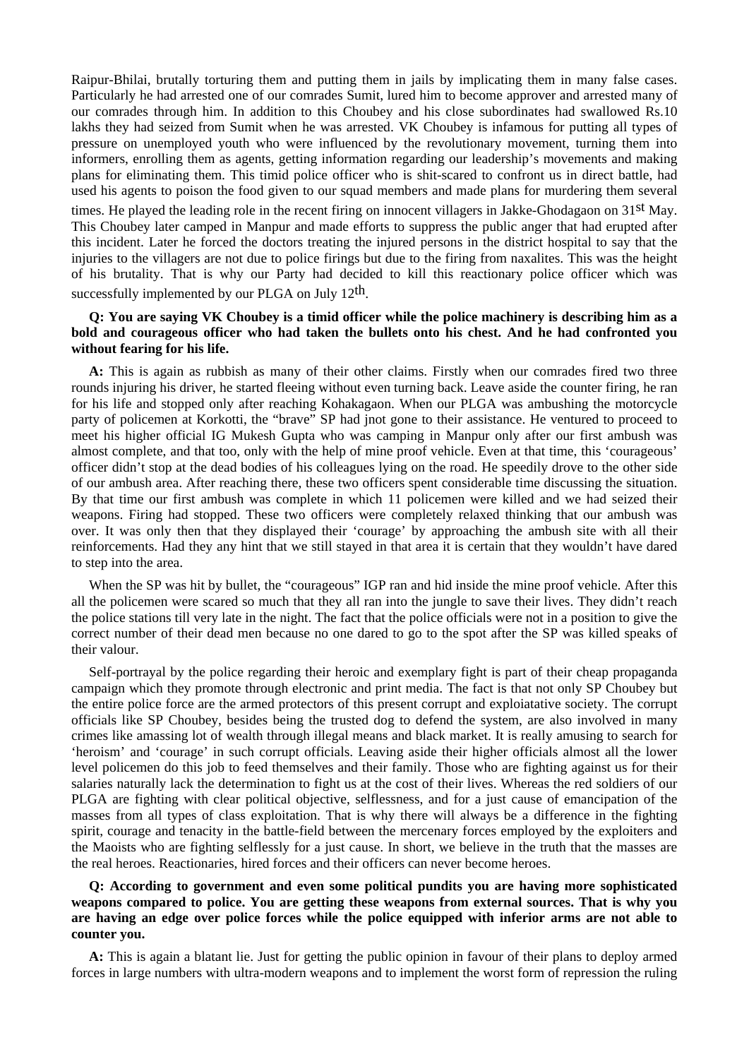Raipur-Bhilai, brutally torturing them and putting them in jails by implicating them in many false cases. Particularly he had arrested one of our comrades Sumit, lured him to become approver and arrested many of our comrades through him. In addition to this Choubey and his close subordinates had swallowed Rs.10 lakhs they had seized from Sumit when he was arrested. VK Choubey is infamous for putting all types of pressure on unemployed youth who were influenced by the revolutionary movement, turning them into informers, enrolling them as agents, getting information regarding our leadership's movements and making plans for eliminating them. This timid police officer who is shit-scared to confront us in direct battle, had used his agents to poison the food given to our squad members and made plans for murdering them several times. He played the leading role in the recent firing on innocent villagers in Jakke-Ghodagaon on 31st May. This Choubey later camped in Manpur and made efforts to suppress the public anger that had erupted after this incident. Later he forced the doctors treating the injured persons in the district hospital to say that the injuries to the villagers are not due to police firings but due to the firing from naxalites. This was the height of his brutality. That is why our Party had decided to kill this reactionary police officer which was successfully implemented by our PLGA on July 12th.

**Q: You are saying VK Choubey is a timid officer while the police machinery is describing him as a bold and courageous officer who had taken the bullets onto his chest. And he had confronted you without fearing for his life.**

**A:** This is again as rubbish as many of their other claims. Firstly when our comrades fired two three rounds injuring his driver, he started fleeing without even turning back. Leave aside the counter firing, he ran for his life and stopped only after reaching Kohakagaon. When our PLGA was ambushing the motorcycle party of policemen at Korkotti, the "brave" SP had jnot gone to their assistance. He ventured to proceed to meet his higher official IG Mukesh Gupta who was camping in Manpur only after our first ambush was almost complete, and that too, only with the help of mine proof vehicle. Even at that time, this 'courageous' officer didn't stop at the dead bodies of his colleagues lying on the road. He speedily drove to the other side of our ambush area. After reaching there, these two officers spent considerable time discussing the situation. By that time our first ambush was complete in which 11 policemen were killed and we had seized their weapons. Firing had stopped. These two officers were completely relaxed thinking that our ambush was over. It was only then that they displayed their 'courage' by approaching the ambush site with all their reinforcements. Had they any hint that we still stayed in that area it is certain that they wouldn't have dared to step into the area.

When the SP was hit by bullet, the "courageous" IGP ran and hid inside the mine proof vehicle. After this all the policemen were scared so much that they all ran into the jungle to save their lives. They didn't reach the police stations till very late in the night. The fact that the police officials were not in a position to give the correct number of their dead men because no one dared to go to the spot after the SP was killed speaks of their valour.

Self-portrayal by the police regarding their heroic and exemplary fight is part of their cheap propaganda campaign which they promote through electronic and print media. The fact is that not only SP Choubey but the entire police force are the armed protectors of this present corrupt and exploiatative society. The corrupt officials like SP Choubey, besides being the trusted dog to defend the system, are also involved in many crimes like amassing lot of wealth through illegal means and black market. It is really amusing to search for 'heroism' and 'courage' in such corrupt officials. Leaving aside their higher officials almost all the lower level policemen do this job to feed themselves and their family. Those who are fighting against us for their salaries naturally lack the determination to fight us at the cost of their lives. Whereas the red soldiers of our PLGA are fighting with clear political objective, selflessness, and for a just cause of emancipation of the masses from all types of class exploitation. That is why there will always be a difference in the fighting spirit, courage and tenacity in the battle-field between the mercenary forces employed by the exploiters and the Maoists who are fighting selflessly for a just cause. In short, we believe in the truth that the masses are the real heroes. Reactionaries, hired forces and their officers can never become heroes.

**Q: According to government and even some political pundits you are having more sophisticated weapons compared to police. You are getting these weapons from external sources. That is why you are having an edge over police forces while the police equipped with inferior arms are not able to counter you.**

**A:** This is again a blatant lie. Just for getting the public opinion in favour of their plans to deploy armed forces in large numbers with ultra-modern weapons and to implement the worst form of repression the ruling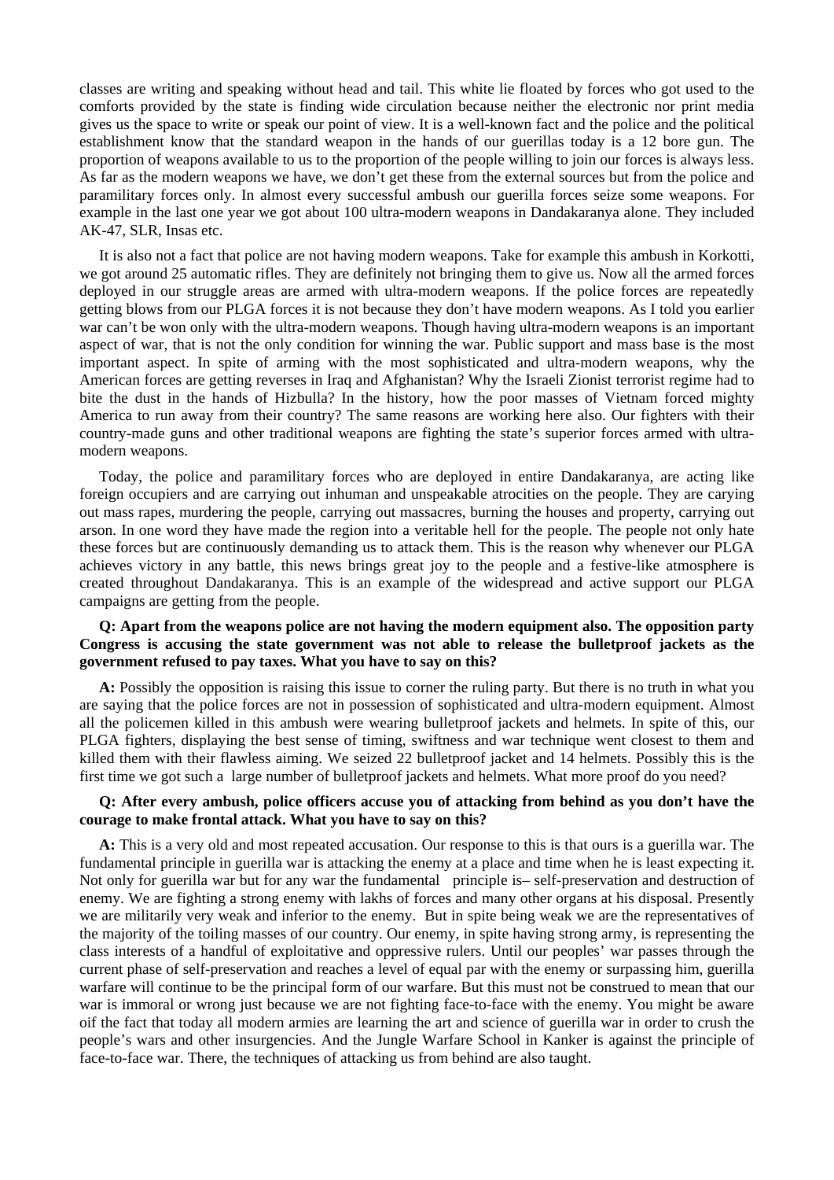classes are writing and speaking without head and tail. This white lie floated by forces who got used to the comforts provided by the state is finding wide circulation because neither the electronic nor print media gives us the space to write or speak our point of view. It is a well-known fact and the police and the political establishment know that the standard weapon in the hands of our guerillas today is a 12 bore gun. The proportion of weapons available to us to the proportion of the people willing to join our forces is always less. As far as the modern weapons we have, we don't get these from the external sources but from the police and paramilitary forces only. In almost every successful ambush our guerilla forces seize some weapons. For example in the last one year we got about 100 ultra-modern weapons in Dandakaranya alone. They included AK-47, SLR, Insas etc.

It is also not a fact that police are not having modern weapons. Take for example this ambush in Korkotti, we got around 25 automatic rifles. They are definitely not bringing them to give us. Now all the armed forces deployed in our struggle areas are armed with ultra-modern weapons. If the police forces are repeatedly getting blows from our PLGA forces it is not because they don't have modern weapons. As I told you earlier war can't be won only with the ultra-modern weapons. Though having ultra-modern weapons is an important aspect of war, that is not the only condition for winning the war. Public support and mass base is the most important aspect. In spite of arming with the most sophisticated and ultra-modern weapons, why the American forces are getting reverses in Iraq and Afghanistan? Why the Israeli Zionist terrorist regime had to bite the dust in the hands of Hizbulla? In the history, how the poor masses of Vietnam forced mighty America to run away from their country? The same reasons are working here also. Our fighters with their country-made guns and other traditional weapons are fighting the state's superior forces armed with ultra-modern weapons.

Today, the police and paramilitary forces who are deployed in entire Dandakaranya, are acting like foreign occupiers and are carrying out inhuman and unspeakable atrocities on the people. They are carying out mass rapes, murdering the people, carrying out massacres, burning the houses and property, carrying out arson. In one word they have made the region into a veritable hell for the people. The people not only hate these forces but are continuously demanding us to attack them. This is the reason why whenever our PLGA achieves victory in any battle, this news brings great joy to the people and a festive-like atmosphere is created throughout Dandakaranya. This is an example of the widespread and active support our PLGA campaigns are getting from the people.

**Q: Apart from the weapons police are not having the modern equipment also. The opposition party Congress is accusing the state government was not able to release the bulletproof jackets as the government refused to pay taxes. What you have to say on this?**

**A:** Possibly the opposition is raising this issue to corner the ruling party. But there is no truth in what you are saying that the police forces are not in possession of sophisticated and ultra-modern equipment. Almost all the policemen killed in this ambush were wearing bulletproof jackets and helmets. In spite of this, our PLGA fighters, displaying the best sense of timing, swiftness and war technique went closest to them and killed them with their flawless aiming. We seized 22 bulletproof jacket and 14 helmets. Possibly this is the first time we got such a large number of bulletproof jackets and helmets. What more proof do you need?

**Q: After every ambush, police officers accuse you of attacking from behind as you don't have the courage to make frontal attack. What you have to say on this?**

**A:** This is a very old and most repeated accusation. Our response to this is that ours is a guerilla war. The fundamental principle in guerilla war is attacking the enemy at a place and time when he is least expecting it. Not only for guerilla war but for any war the fundamental principle is– self-preservation and destruction of enemy. We are fighting a strong enemy with lakhs of forces and many other organs at his disposal. Presently we are militarily very weak and inferior to the enemy. But in spite being weak we are the representatives of the majority of the toiling masses of our country. Our enemy, in spite having strong army, is representing the class interests of a handful of exploitative and oppressive rulers. Until our peoples' war passes through the current phase of self-preservation and reaches a level of equal par with the enemy or surpassing him, guerilla warfare will continue to be the principal form of our warfare. But this must not be construed to mean that our war is immoral or wrong just because we are not fighting face-to-face with the enemy. You might be aware oif the fact that today all modern armies are learning the art and science of guerilla war in order to crush the people's wars and other insurgencies. And the Jungle Warfare School in Kanker is against the principle of face-to-face war. There, the techniques of attacking us from behind are also taught.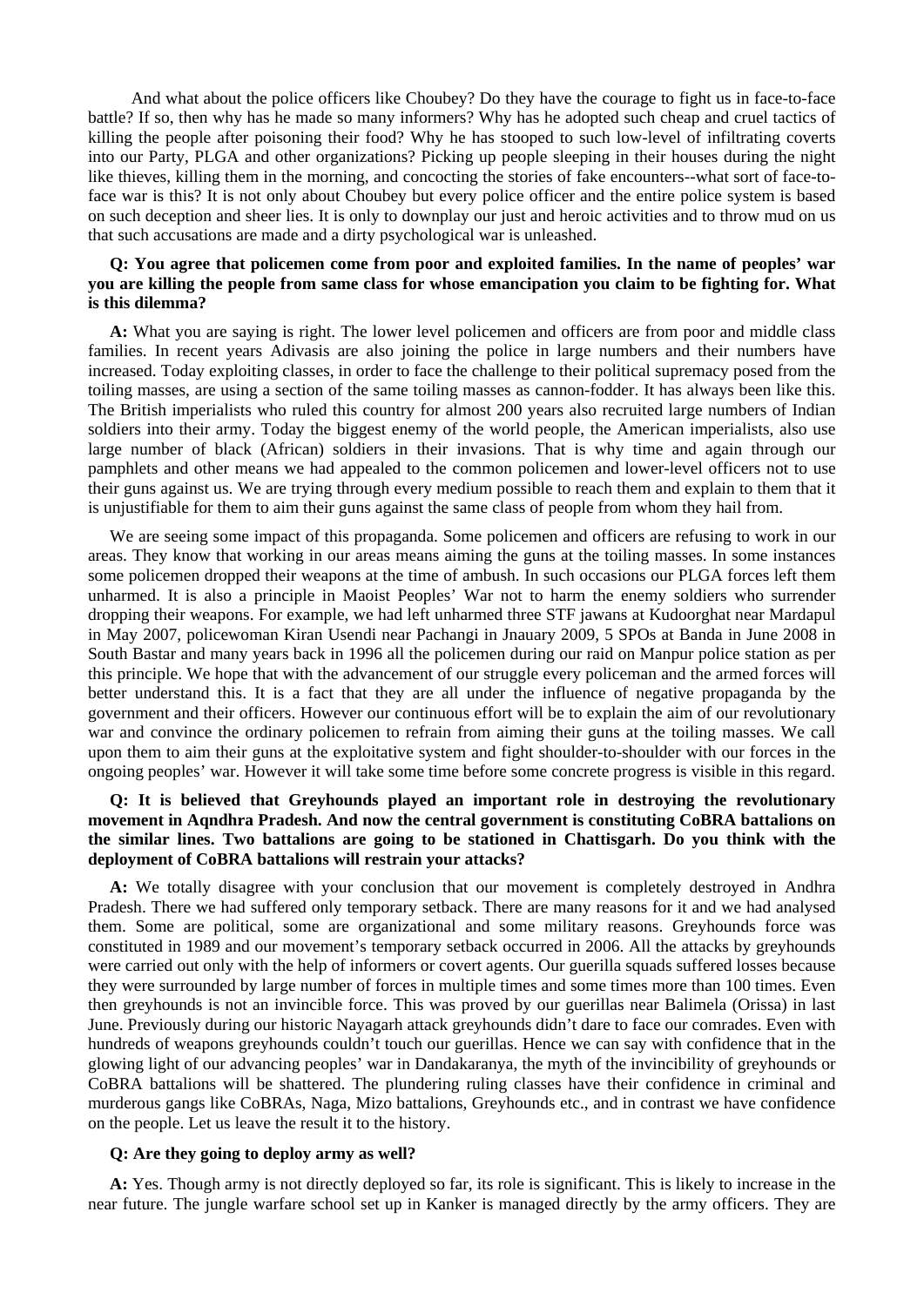And what about the police officers like Choubey? Do they have the courage to fight us in face-to-face battle? If so, then why has he made so many informers? Why has he adopted such cheap and cruel tactics of killing the people after poisoning their food? Why he has stooped to such low-level of infiltrating coverts into our Party, PLGA and other organizations? Picking up people sleeping in their houses during the night like thieves, killing them in the morning, and concocting the stories of fake encounters--what sort of face-to-face war is this? It is not only about Choubey but every police officer and the entire police system is based on such deception and sheer lies. It is only to downplay our just and heroic activities and to throw mud on us that such accusations are made and a dirty psychological war is unleashed.

**Q: You agree that policemen come from poor and exploited families. In the name of peoples' war you are killing the people from same class for whose emancipation you claim to be fighting for. What is this dilemma?**

**A:** What you are saying is right. The lower level policemen and officers are from poor and middle class families. In recent years Adivasis are also joining the police in large numbers and their numbers have increased. Today exploiting classes, in order to face the challenge to their political supremacy posed from the toiling masses, are using a section of the same toiling masses as cannon-fodder. It has always been like this. The British imperialists who ruled this country for almost 200 years also recruited large numbers of Indian soldiers into their army. Today the biggest enemy of the world people, the American imperialists, also use large number of black (African) soldiers in their invasions. That is why time and again through our pamphlets and other means we had appealed to the common policemen and lower-level officers not to use their guns against us. We are trying through every medium possible to reach them and explain to them that it is unjustifiable for them to aim their guns against the same class of people from whom they hail from.

We are seeing some impact of this propaganda. Some policemen and officers are refusing to work in our areas. They know that working in our areas means aiming the guns at the toiling masses. In some instances some policemen dropped their weapons at the time of ambush. In such occasions our PLGA forces left them unharmed. It is also a principle in Maoist Peoples' War not to harm the enemy soldiers who surrender dropping their weapons. For example, we had left unharmed three STF jawans at Kudoorghat near Mardapul in May 2007, policewoman Kiran Usendi near Pachangi in Jnauary 2009, 5 SPOs at Banda in June 2008 in South Bastar and many years back in 1996 all the policemen during our raid on Manpur police station as per this principle. We hope that with the advancement of our struggle every policeman and the armed forces will better understand this. It is a fact that they are all under the influence of negative propaganda by the government and their officers. However our continuous effort will be to explain the aim of our revolutionary war and convince the ordinary policemen to refrain from aiming their guns at the toiling masses. We call upon them to aim their guns at the exploitative system and fight shoulder-to-shoulder with our forces in the ongoing peoples' war. However it will take some time before some concrete progress is visible in this regard.

**Q: It is believed that Greyhounds played an important role in destroying the revolutionary movement in Aqndhra Pradesh. And now the central government is constituting CoBRA battalions on the similar lines. Two battalions are going to be stationed in Chattisgarh. Do you think with the deployment of CoBRA battalions will restrain your attacks?**

**A:** We totally disagree with your conclusion that our movement is completely destroyed in Andhra Pradesh. There we had suffered only temporary setback. There are many reasons for it and we had analysed them. Some are political, some are organizational and some military reasons. Greyhounds force was constituted in 1989 and our movement's temporary setback occurred in 2006. All the attacks by greyhounds were carried out only with the help of informers or covert agents. Our guerilla squads suffered losses because they were surrounded by large number of forces in multiple times and some times more than 100 times. Even then greyhounds is not an invincible force. This was proved by our guerillas near Balimela (Orissa) in last June. Previously during our historic Nayagarh attack greyhounds didn't dare to face our comrades. Even with hundreds of weapons greyhounds couldn't touch our guerillas. Hence we can say with confidence that in the glowing light of our advancing peoples' war in Dandakaranya, the myth of the invincibility of greyhounds or CoBRA battalions will be shattered. The plundering ruling classes have their confidence in criminal and murderous gangs like CoBRAs, Naga, Mizo battalions, Greyhounds etc., and in contrast we have confidence on the people. Let us leave the result it to the history.

**Q: Are they going to deploy army as well?**

**A:** Yes. Though army is not directly deployed so far, its role is significant. This is likely to increase in the near future. The jungle warfare school set up in Kanker is managed directly by the army officers. They are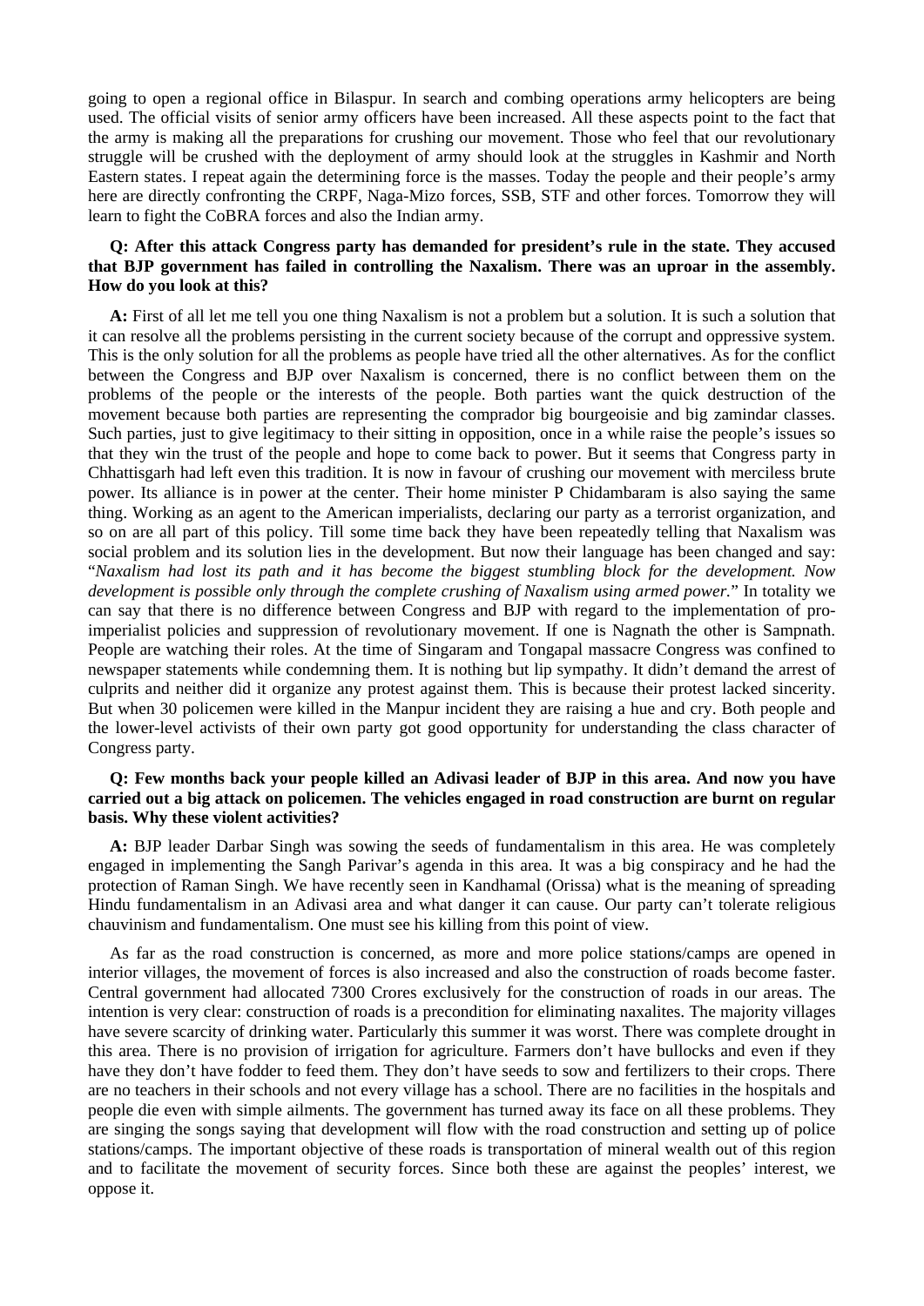going to open a regional office in Bilaspur. In search and combing operations army helicopters are being used. The official visits of senior army officers have been increased. All these aspects point to the fact that the army is making all the preparations for crushing our movement. Those who feel that our revolutionary struggle will be crushed with the deployment of army should look at the struggles in Kashmir and North Eastern states. I repeat again the determining force is the masses. Today the people and their people's army here are directly confronting the CRPF, Naga-Mizo forces, SSB, STF and other forces. Tomorrow they will learn to fight the CoBRA forces and also the Indian army.

**Q: After this attack Congress party has demanded for president's rule in the state. They accused that BJP government has failed in controlling the Naxalism. There was an uproar in the assembly. How do you look at this?**

**A:** First of all let me tell you one thing Naxalism is not a problem but a solution. It is such a solution that it can resolve all the problems persisting in the current society because of the corrupt and oppressive system. This is the only solution for all the problems as people have tried all the other alternatives. As for the conflict between the Congress and BJP over Naxalism is concerned, there is no conflict between them on the problems of the people or the interests of the people. Both parties want the quick destruction of the movement because both parties are representing the comprador big bourgeoisie and big zamindar classes. Such parties, just to give legitimacy to their sitting in opposition, once in a while raise the people's issues so that they win the trust of the people and hope to come back to power. But it seems that Congress party in Chhattisgarh had left even this tradition. It is now in favour of crushing our movement with merciless brute power. Its alliance is in power at the center. Their home minister P Chidambaram is also saying the same thing. Working as an agent to the American imperialists, declaring our party as a terrorist organization, and so on are all part of this policy. Till some time back they have been repeatedly telling that Naxalism was social problem and its solution lies in the development. But now their language has been changed and say: "*Naxalism had lost its path and it has become the biggest stumbling block for the development. Now development is possible only through the complete crushing of Naxalism using armed power.*" In totality we can say that there is no difference between Congress and BJP with regard to the implementation of pro-imperialist policies and suppression of revolutionary movement. If one is Nagnath the other is Sampnath. People are watching their roles. At the time of Singaram and Tongapal massacre Congress was confined to newspaper statements while condemning them. It is nothing but lip sympathy. It didn't demand the arrest of culprits and neither did it organize any protest against them. This is because their protest lacked sincerity. But when 30 policemen were killed in the Manpur incident they are raising a hue and cry. Both people and the lower-level activists of their own party got good opportunity for understanding the class character of Congress party.

**Q: Few months back your people killed an Adivasi leader of BJP in this area. And now you have carried out a big attack on policemen. The vehicles engaged in road construction are burnt on regular basis. Why these violent activities?**

**A:** BJP leader Darbar Singh was sowing the seeds of fundamentalism in this area. He was completely engaged in implementing the Sangh Parivar's agenda in this area. It was a big conspiracy and he had the protection of Raman Singh. We have recently seen in Kandhamal (Orissa) what is the meaning of spreading Hindu fundamentalism in an Adivasi area and what danger it can cause. Our party can't tolerate religious chauvinism and fundamentalism. One must see his killing from this point of view.

As far as the road construction is concerned, as more and more police stations/camps are opened in interior villages, the movement of forces is also increased and also the construction of roads become faster. Central government had allocated 7300 Crores exclusively for the construction of roads in our areas. The intention is very clear: construction of roads is a precondition for eliminating naxalites. The majority villages have severe scarcity of drinking water. Particularly this summer it was worst. There was complete drought in this area. There is no provision of irrigation for agriculture. Farmers don't have bullocks and even if they have they don't have fodder to feed them. They don't have seeds to sow and fertilizers to their crops. There are no teachers in their schools and not every village has a school. There are no facilities in the hospitals and people die even with simple ailments. The government has turned away its face on all these problems. They are singing the songs saying that development will flow with the road construction and setting up of police stations/camps. The important objective of these roads is transportation of mineral wealth out of this region and to facilitate the movement of security forces. Since both these are against the peoples' interest, we oppose it.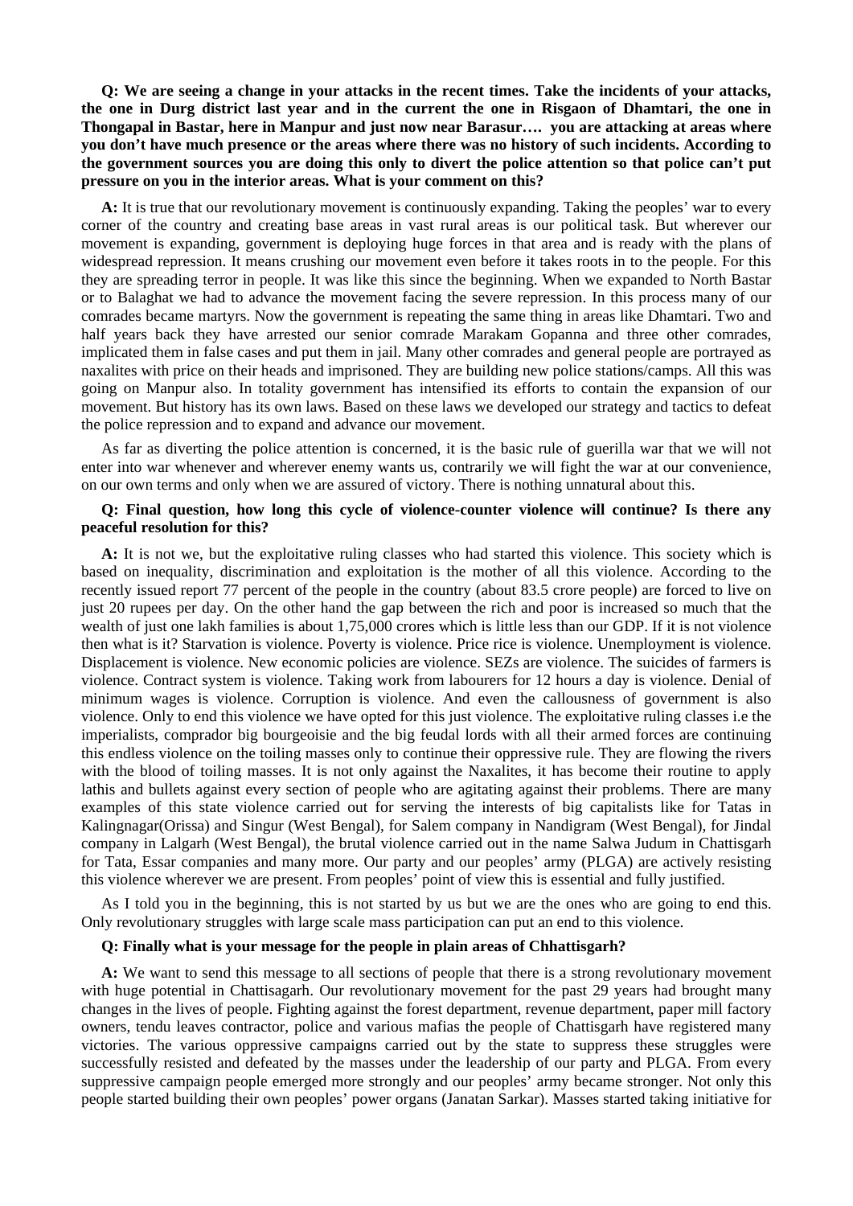**Q: We are seeing a change in your attacks in the recent times. Take the incidents of your attacks, the one in Durg district last year and in the current the one in Risgaon of Dhamtari, the one in Thongapal in Bastar, here in Manpur and just now near Barasur…. you are attacking at areas where you don't have much presence or the areas where there was no history of such incidents. According to the government sources you are doing this only to divert the police attention so that police can't put pressure on you in the interior areas. What is your comment on this?**

**A:** It is true that our revolutionary movement is continuously expanding. Taking the peoples' war to every corner of the country and creating base areas in vast rural areas is our political task. But wherever our movement is expanding, government is deploying huge forces in that area and is ready with the plans of widespread repression. It means crushing our movement even before it takes roots in to the people. For this they are spreading terror in people. It was like this since the beginning. When we expanded to North Bastar or to Balaghat we had to advance the movement facing the severe repression. In this process many of our comrades became martyrs. Now the government is repeating the same thing in areas like Dhamtari. Two and half years back they have arrested our senior comrade Marakam Gopanna and three other comrades, implicated them in false cases and put them in jail. Many other comrades and general people are portrayed as naxalites with price on their heads and imprisoned. They are building new police stations/camps. All this was going on Manpur also. In totality government has intensified its efforts to contain the expansion of our movement. But history has its own laws. Based on these laws we developed our strategy and tactics to defeat the police repression and to expand and advance our movement.

As far as diverting the police attention is concerned, it is the basic rule of guerilla war that we will not enter into war whenever and wherever enemy wants us, contrarily we will fight the war at our convenience, on our own terms and only when we are assured of victory. There is nothing unnatural about this.

**Q: Final question, how long this cycle of violence-counter violence will continue? Is there any peaceful resolution for this?**

**A:** It is not we, but the exploitative ruling classes who had started this violence. This society which is based on inequality, discrimination and exploitation is the mother of all this violence. According to the recently issued report 77 percent of the people in the country (about 83.5 crore people) are forced to live on just 20 rupees per day. On the other hand the gap between the rich and poor is increased so much that the wealth of just one lakh families is about 1,75,000 crores which is little less than our GDP. If it is not violence then what is it? Starvation is violence. Poverty is violence. Price rice is violence. Unemployment is violence. Displacement is violence. New economic policies are violence. SEZs are violence. The suicides of farmers is violence. Contract system is violence. Taking work from labourers for 12 hours a day is violence. Denial of minimum wages is violence. Corruption is violence. And even the callousness of government is also violence. Only to end this violence we have opted for this just violence. The exploitative ruling classes i.e the imperialists, comprador big bourgeoisie and the big feudal lords with all their armed forces are continuing this endless violence on the toiling masses only to continue their oppressive rule. They are flowing the rivers with the blood of toiling masses. It is not only against the Naxalites, it has become their routine to apply lathis and bullets against every section of people who are agitating against their problems. There are many examples of this state violence carried out for serving the interests of big capitalists like for Tatas in Kalingnagar(Orissa) and Singur (West Bengal), for Salem company in Nandigram (West Bengal), for Jindal company in Lalgarh (West Bengal), the brutal violence carried out in the name Salwa Judum in Chattisgarh for Tata, Essar companies and many more. Our party and our peoples' army (PLGA) are actively resisting this violence wherever we are present. From peoples' point of view this is essential and fully justified.

As I told you in the beginning, this is not started by us but we are the ones who are going to end this. Only revolutionary struggles with large scale mass participation can put an end to this violence.

**Q: Finally what is your message for the people in plain areas of Chhattisgarh?**

**A:** We want to send this message to all sections of people that there is a strong revolutionary movement with huge potential in Chattisagarh. Our revolutionary movement for the past 29 years had brought many changes in the lives of people. Fighting against the forest department, revenue department, paper mill factory owners, tendu leaves contractor, police and various mafias the people of Chattisgarh have registered many victories. The various oppressive campaigns carried out by the state to suppress these struggles were successfully resisted and defeated by the masses under the leadership of our party and PLGA. From every suppressive campaign people emerged more strongly and our peoples' army became stronger. Not only this people started building their own peoples' power organs (Janatan Sarkar). Masses started taking initiative for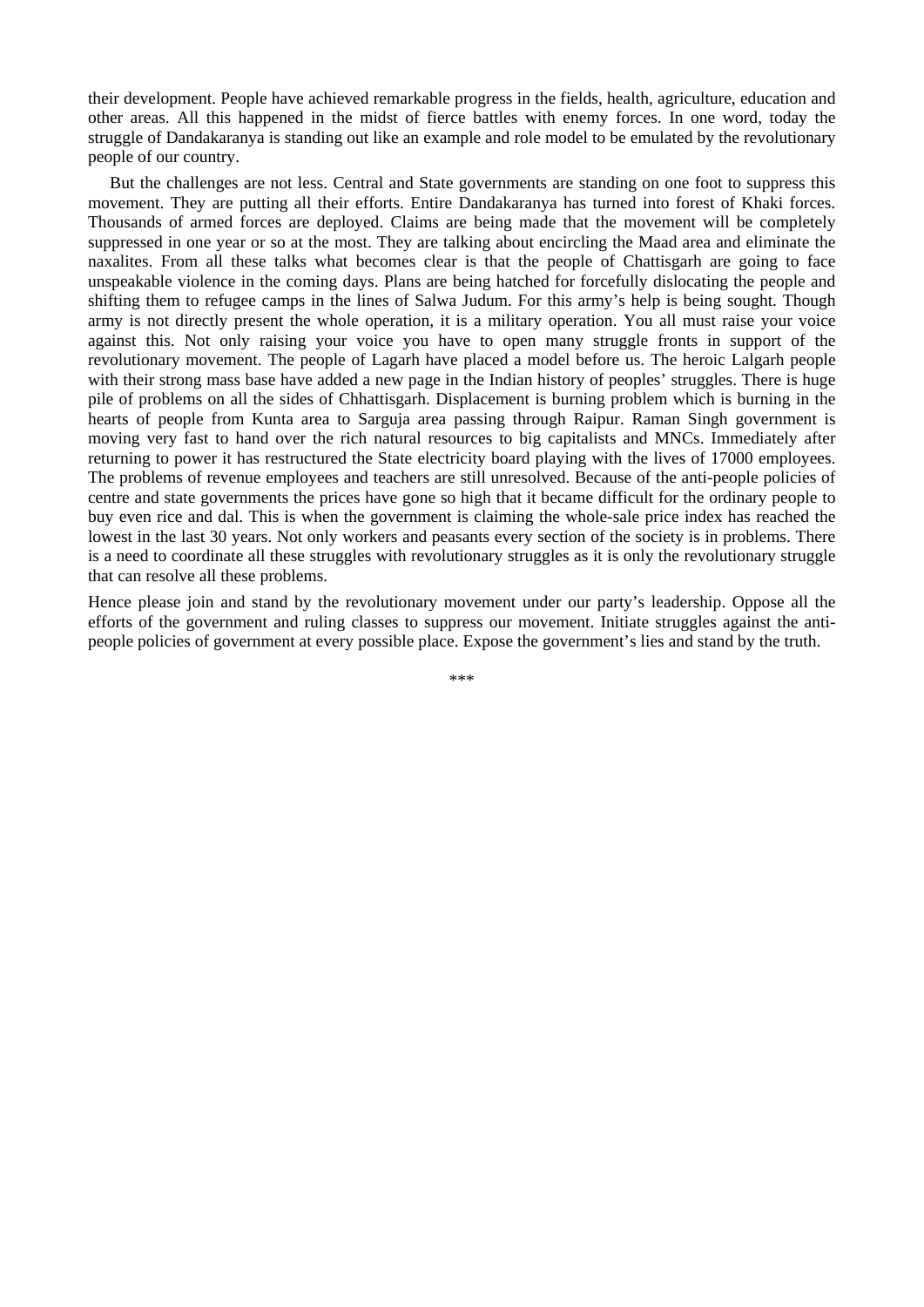their development. People have achieved remarkable progress in the fields, health, agriculture, education and other areas. All this happened in the midst of fierce battles with enemy forces. In one word, today the struggle of Dandakaranya is standing out like an example and role model to be emulated by the revolutionary people of our country.

But the challenges are not less. Central and State governments are standing on one foot to suppress this movement. They are putting all their efforts. Entire Dandakaranya has turned into forest of Khaki forces. Thousands of armed forces are deployed. Claims are being made that the movement will be completely suppressed in one year or so at the most. They are talking about encircling the Maad area and eliminate the naxalites. From all these talks what becomes clear is that the people of Chattisgarh are going to face unspeakable violence in the coming days. Plans are being hatched for forcefully dislocating the people and shifting them to refugee camps in the lines of Salwa Judum. For this army's help is being sought. Though army is not directly present the whole operation, it is a military operation. You all must raise your voice against this. Not only raising your voice you have to open many struggle fronts in support of the revolutionary movement. The people of Lagarh have placed a model before us. The heroic Lalgarh people with their strong mass base have added a new page in the Indian history of peoples' struggles. There is huge pile of problems on all the sides of Chhattisgarh. Displacement is burning problem which is burning in the hearts of people from Kunta area to Sarguja area passing through Raipur. Raman Singh government is moving very fast to hand over the rich natural resources to big capitalists and MNCs. Immediately after returning to power it has restructured the State electricity board playing with the lives of 17000 employees. The problems of revenue employees and teachers are still unresolved. Because of the anti-people policies of centre and state governments the prices have gone so high that it became difficult for the ordinary people to buy even rice and dal. This is when the government is claiming the whole-sale price index has reached the lowest in the last 30 years. Not only workers and peasants every section of the society is in problems. There is a need to coordinate all these struggles with revolutionary struggles as it is only the revolutionary struggle that can resolve all these problems.

Hence please join and stand by the revolutionary movement under our party's leadership. Oppose all the efforts of the government and ruling classes to suppress our movement. Initiate struggles against the anti-people policies of government at every possible place. Expose the government's lies and stand by the truth.

\*\*\*